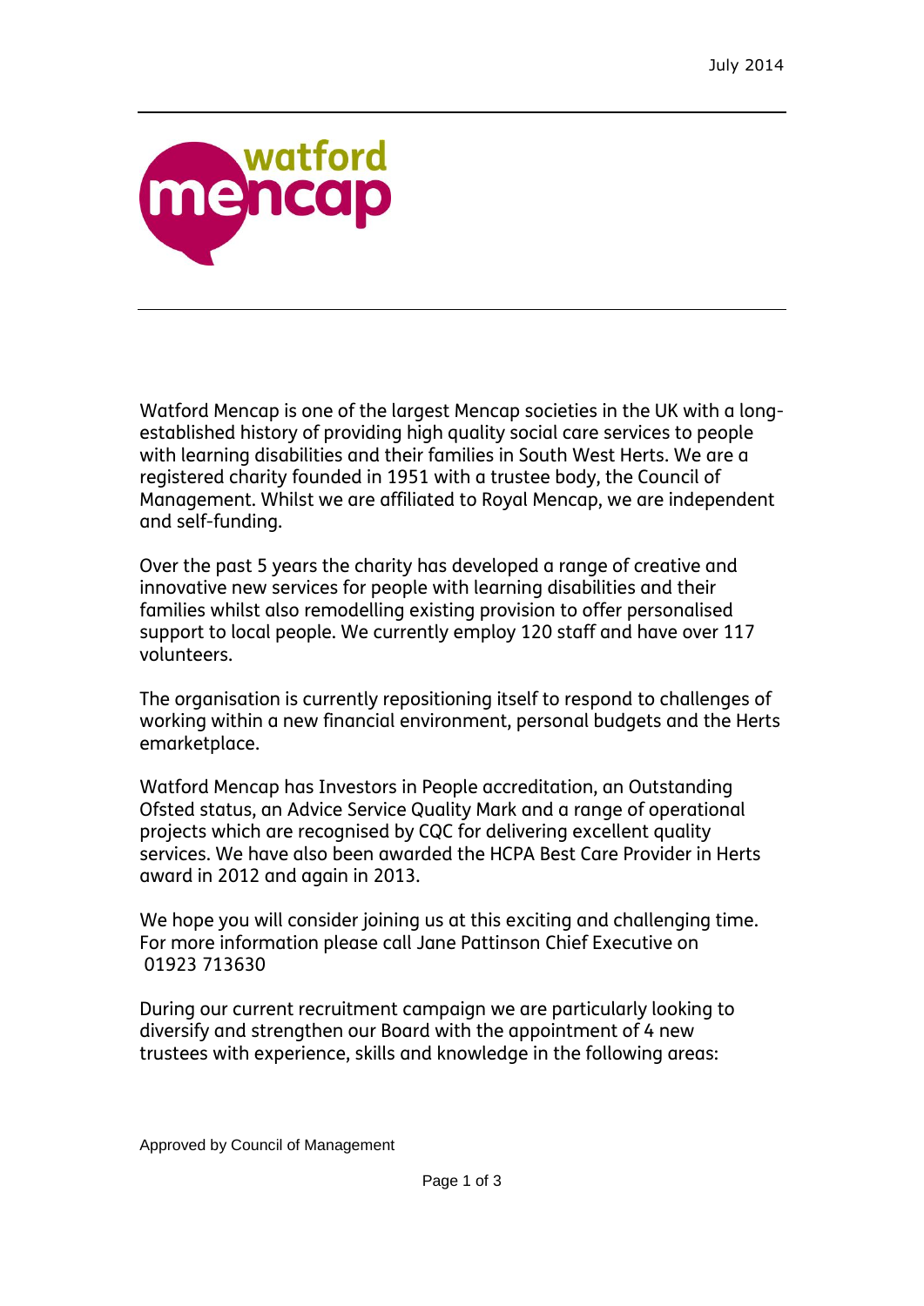July 2014

watford mencap

Watford Mencap is one of the largest Mencap societies in the UK with a long-established history of providing high quality social care services to people with learning disabilities and their families in South West Herts. We are a registered charity founded in 1951 with a trustee body, the Council of Management. Whilst we are affiliated to Royal Mencap, we are independent and self-funding.

Over the past 5 years the charity has developed a range of creative and innovative new services for people with learning disabilities and their families whilst also remodelling existing provision to offer personalised support to local people. We currently employ 120 staff and have over 117 volunteers.

The organisation is currently repositioning itself to respond to challenges of working within a new financial environment, personal budgets and the Herts emarketplace.

Watford Mencap has Investors in People accreditation, an Outstanding Ofsted status, an Advice Service Quality Mark and a range of operational projects which are recognised by CQC for delivering excellent quality services. We have also been awarded the HCPA Best Care Provider in Herts award in 2012 and again in 2013.

We hope you will consider joining us at this exciting and challenging time. For more information please call Jane Pattinson Chief Executive on 01923 713630

During our current recruitment campaign we are particularly looking to diversify and strengthen our Board with the appointment of 4 new trustees with experience, skills and knowledge in the following areas:

Approved by Council of Management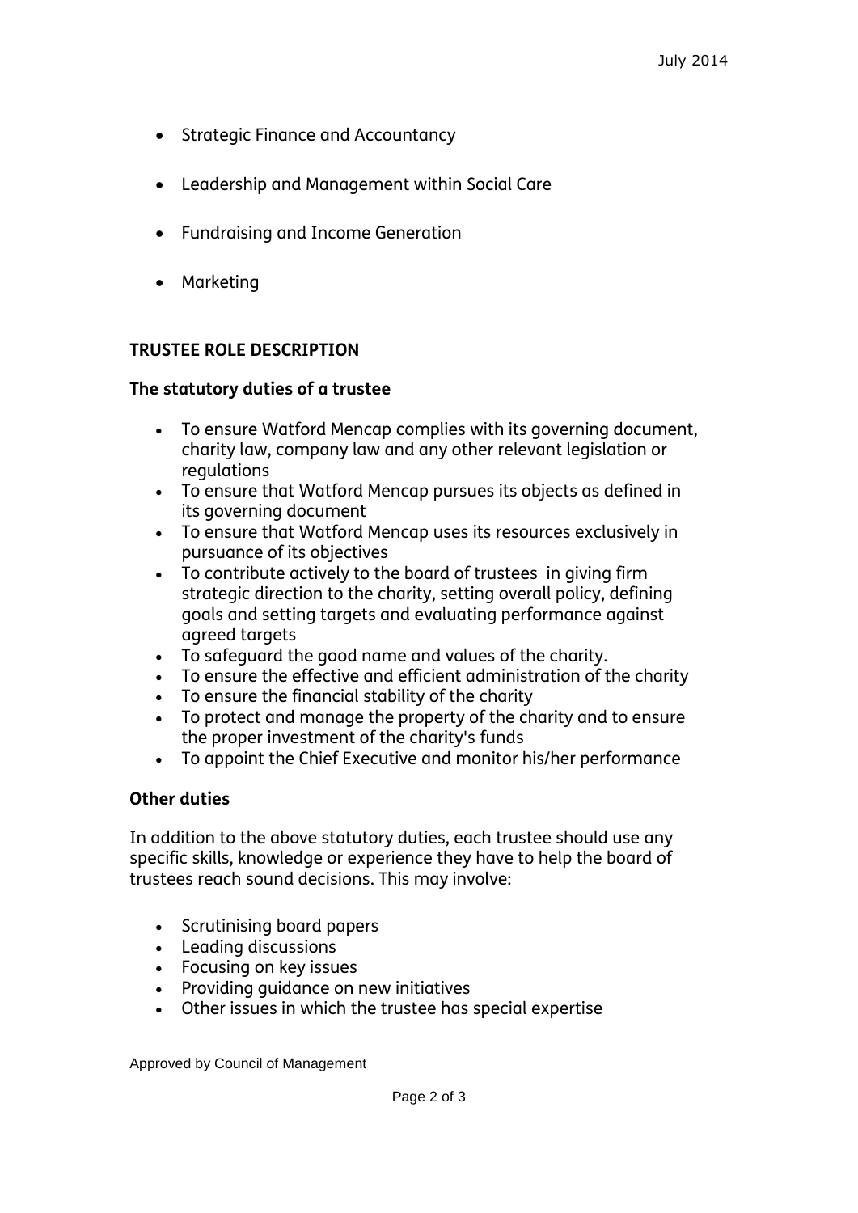- Strategic Finance and Accountancy
- Leadership and Management within Social Care
- Fundraising and Income Generation
- Marketing

## TRUSTEE ROLE DESCRIPTION

### The statutory duties of a trustee

- To ensure Watford Mencap complies with its governing document, charity law, company law and any other relevant legislation or regulations
- To ensure that Watford Mencap pursues its objects as defined in its governing document
- To ensure that Watford Mencap uses its resources exclusively in pursuance of its objectives
- To contribute actively to the board of trustees in giving firm strategic direction to the charity, setting overall policy, defining goals and setting targets and evaluating performance against agreed targets
- To safeguard the good name and values of the charity.
- To ensure the effective and efficient administration of the charity
- To ensure the financial stability of the charity
- To protect and manage the property of the charity and to ensure the proper investment of the charity's funds
- To appoint the Chief Executive and monitor his/her performance

### Other duties

In addition to the above statutory duties, each trustee should use any specific skills, knowledge or experience they have to help the board of trustees reach sound decisions. This may involve:

- Scrutinising board papers
- Leading discussions
- Focusing on key issues
- Providing guidance on new initiatives
- Other issues in which the trustee has special expertise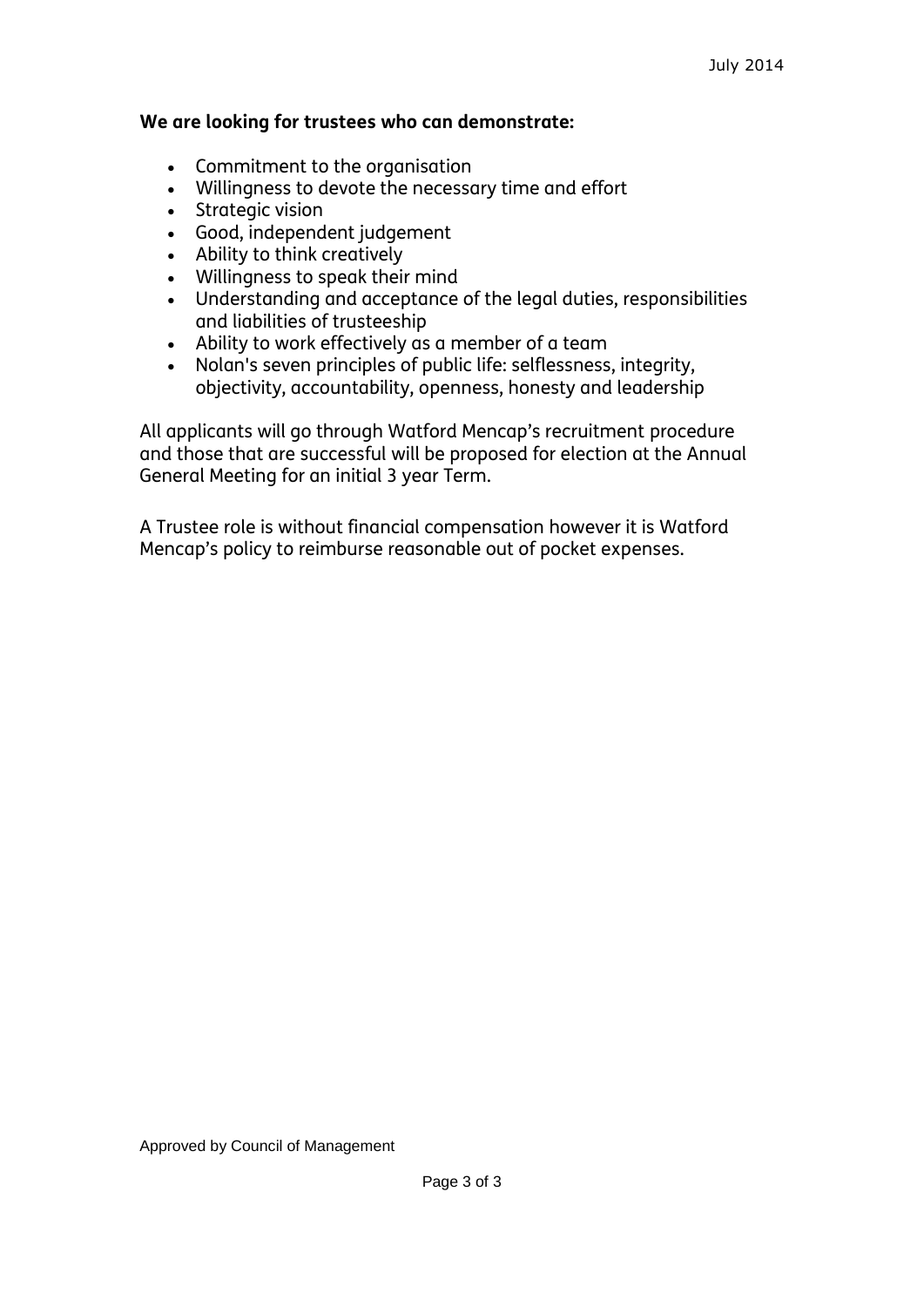**We are looking for trustees who can demonstrate:**

- Commitment to the organisation
- Willingness to devote the necessary time and effort
- Strategic vision
- Good, independent judgement
- Ability to think creatively
- Willingness to speak their mind
- Understanding and acceptance of the legal duties, responsibilities and liabilities of trusteeship
- Ability to work effectively as a member of a team
- Nolan's seven principles of public life: selflessness, integrity, objectivity, accountability, openness, honesty and leadership

All applicants will go through Watford Mencap's recruitment procedure and those that are successful will be proposed for election at the Annual General Meeting for an initial 3 year Term.

A Trustee role is without financial compensation however it is Watford Mencap's policy to reimburse reasonable out of pocket expenses.